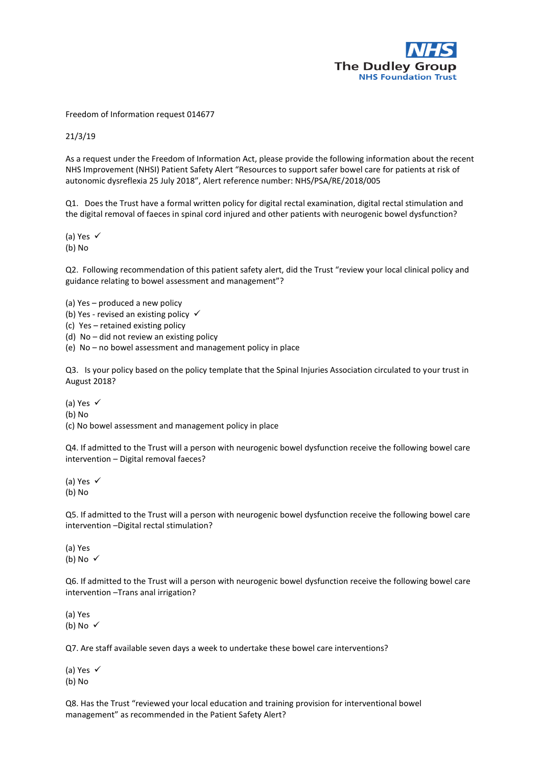The Dudley Group
NHS Foundation Trust

Freedom of Information request 014677

21/3/19

As a request under the Freedom of Information Act, please provide the following information about the recent NHS Improvement (NHSI) Patient Safety Alert "Resources to support safer bowel care for patients at risk of autonomic dysreflexia 25 July 2018", Alert reference number: NHS/PSA/RE/2018/005

Q1. Does the Trust have a formal written policy for digital rectal examination, digital rectal stimulation and the digital removal of faeces in spinal cord injured and other patients with neurogenic bowel dysfunction?

(a) Yes ✓
(b) No

Q2. Following recommendation of this patient safety alert, did the Trust "review your local clinical policy and guidance relating to bowel assessment and management"?

(a) Yes – produced a new policy
(b) Yes - revised an existing policy ✓
(c) Yes – retained existing policy
(d) No – did not review an existing policy
(e) No – no bowel assessment and management policy in place

Q3. Is your policy based on the policy template that the Spinal Injuries Association circulated to your trust in August 2018?

(a) Yes ✓
(b) No
(c) No bowel assessment and management policy in place

Q4. If admitted to the Trust will a person with neurogenic bowel dysfunction receive the following bowel care intervention – Digital removal faeces?

(a) Yes ✓
(b) No

Q5. If admitted to the Trust will a person with neurogenic bowel dysfunction receive the following bowel care intervention –Digital rectal stimulation?

(a) Yes
(b) No ✓

Q6. If admitted to the Trust will a person with neurogenic bowel dysfunction receive the following bowel care intervention –Trans anal irrigation?

(a) Yes
(b) No ✓

Q7. Are staff available seven days a week to undertake these bowel care interventions?

(a) Yes ✓
(b) No

Q8. Has the Trust "reviewed your local education and training provision for interventional bowel management" as recommended in the Patient Safety Alert?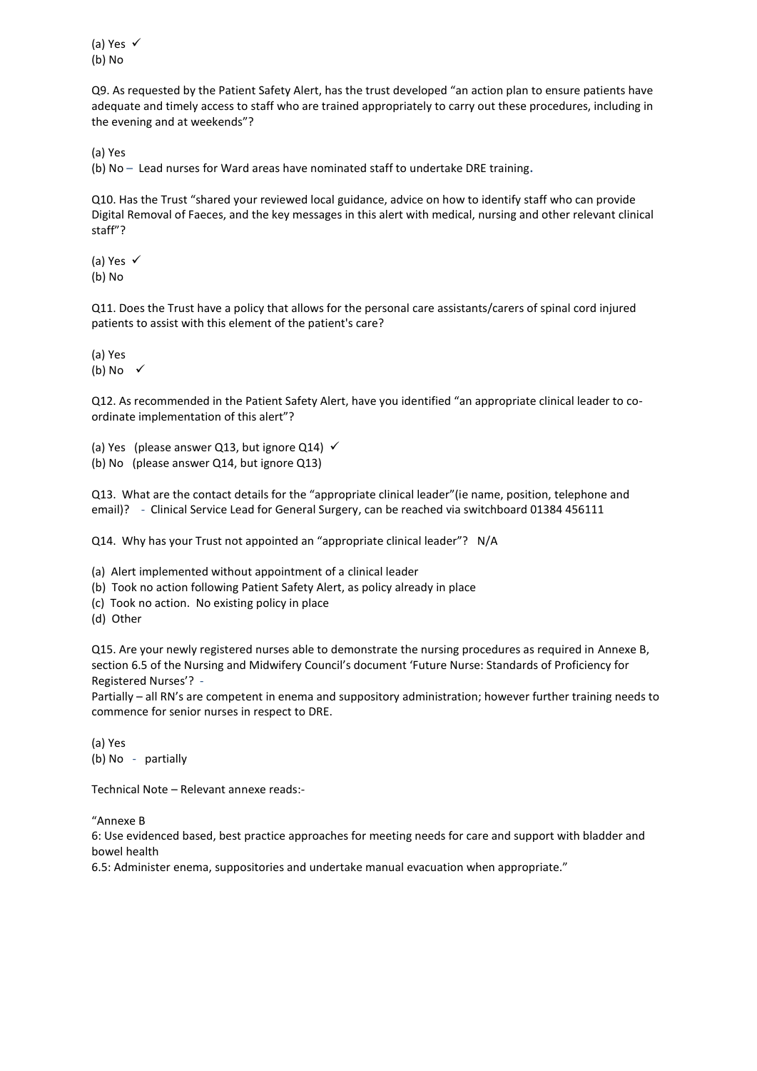(a) Yes ✓
(b) No

Q9. As requested by the Patient Safety Alert, has the trust developed "an action plan to ensure patients have adequate and timely access to staff who are trained appropriately to carry out these procedures, including in the evening and at weekends"?

(a) Yes
(b) No – Lead nurses for Ward areas have nominated staff to undertake DRE training.

Q10. Has the Trust "shared your reviewed local guidance, advice on how to identify staff who can provide Digital Removal of Faeces, and the key messages in this alert with medical, nursing and other relevant clinical staff"?

(a) Yes ✓
(b) No

Q11. Does the Trust have a policy that allows for the personal care assistants/carers of spinal cord injured patients to assist with this element of the patient's care?

(a) Yes
(b) No ✓

Q12. As recommended in the Patient Safety Alert, have you identified "an appropriate clinical leader to co-ordinate implementation of this alert"?

(a) Yes (please answer Q13, but ignore Q14) ✓
(b) No (please answer Q14, but ignore Q13)

Q13. What are the contact details for the "appropriate clinical leader"(ie name, position, telephone and email)? - Clinical Service Lead for General Surgery, can be reached via switchboard 01384 456111

Q14. Why has your Trust not appointed an "appropriate clinical leader"? N/A

(a) Alert implemented without appointment of a clinical leader
(b) Took no action following Patient Safety Alert, as policy already in place
(c) Took no action. No existing policy in place
(d) Other

Q15. Are your newly registered nurses able to demonstrate the nursing procedures as required in Annexe B, section 6.5 of the Nursing and Midwifery Council's document 'Future Nurse: Standards of Proficiency for Registered Nurses'? -
Partially – all RN's are competent in enema and suppository administration; however further training needs to commence for senior nurses in respect to DRE.

(a) Yes
(b) No - partially

Technical Note – Relevant annexe reads:-

"Annexe B
6: Use evidenced based, best practice approaches for meeting needs for care and support with bladder and bowel health
6.5: Administer enema, suppositories and undertake manual evacuation when appropriate."